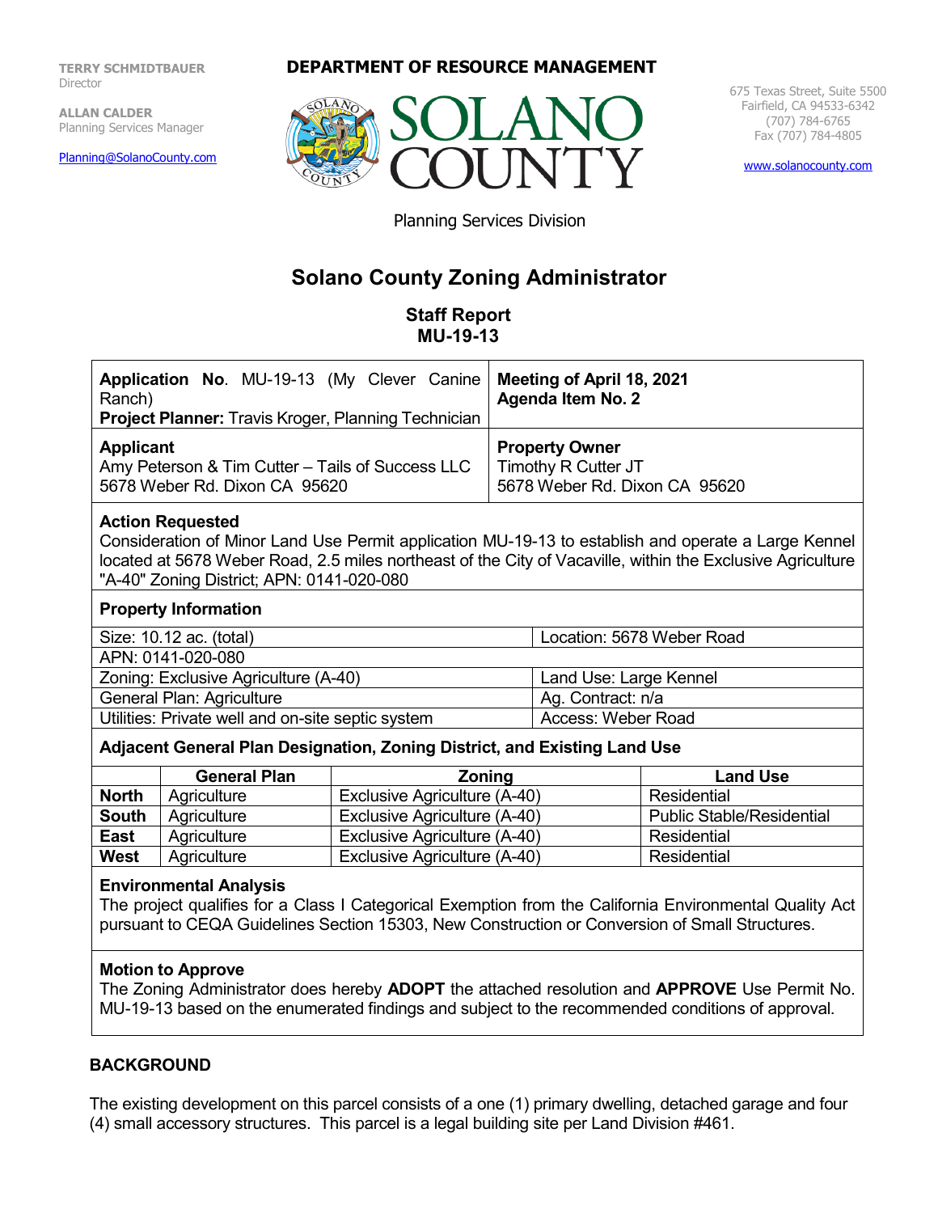**TERRY SCHMIDTBAUER**
Director

**ALLAN CALDER**
Planning Services Manager

Planning@SolanoCounty.com

**DEPARTMENT OF RESOURCE MANAGEMENT**

SOLANO COUNTY

675 Texas Street, Suite 5500
Fairfield, CA 94533-6342
(707) 784-6765
Fax (707) 784-4805

www.solanocounty.com

Planning Services Division

# Solano County Zoning Administrator

## Staff Report
## MU-19-13

| **Application No.** MU-19-13 (My Clever Canine Ranch)<br>**Project Planner:** Travis Kroger, Planning Technician | **Meeting of April 18, 2021**<br>**Agenda Item No. 2** |
|---|---|
| **Applicant**<br>Amy Peterson & Tim Cutter – Tails of Success LLC<br>5678 Weber Rd. Dixon CA 95620 | **Property Owner**<br>Timothy R Cutter JT<br>5678 Weber Rd. Dixon CA 95620 |

**Action Requested**
Consideration of Minor Land Use Permit application MU-19-13 to establish and operate a Large Kennel located at 5678 Weber Road, 2.5 miles northeast of the City of Vacaville, within the Exclusive Agriculture "A-40" Zoning District; APN: 0141-020-080

**Property Information**

| | |
|---|---|
| Size: 10.12 ac. (total) | Location: 5678 Weber Road |
| APN: 0141-020-080 | |
| Zoning: Exclusive Agriculture (A-40) | Land Use: Large Kennel |
| General Plan: Agriculture | Ag. Contract: n/a |
| Utilities: Private well and on-site septic system | Access: Weber Road |

**Adjacent General Plan Designation, Zoning District, and Existing Land Use**

| | General Plan | Zoning | Land Use |
|---|---|---|---|
| **North** | Agriculture | Exclusive Agriculture (A-40) | Residential |
| **South** | Agriculture | Exclusive Agriculture (A-40) | Public Stable/Residential |
| **East** | Agriculture | Exclusive Agriculture (A-40) | Residential |
| **West** | Agriculture | Exclusive Agriculture (A-40) | Residential |

**Environmental Analysis**
The project qualifies for a Class I Categorical Exemption from the California Environmental Quality Act pursuant to CEQA Guidelines Section 15303, New Construction or Conversion of Small Structures.

**Motion to Approve**
The Zoning Administrator does hereby **ADOPT** the attached resolution and **APPROVE** Use Permit No. MU-19-13 based on the enumerated findings and subject to the recommended conditions of approval.

## BACKGROUND

The existing development on this parcel consists of a one (1) primary dwelling, detached garage and four (4) small accessory structures. This parcel is a legal building site per Land Division #461.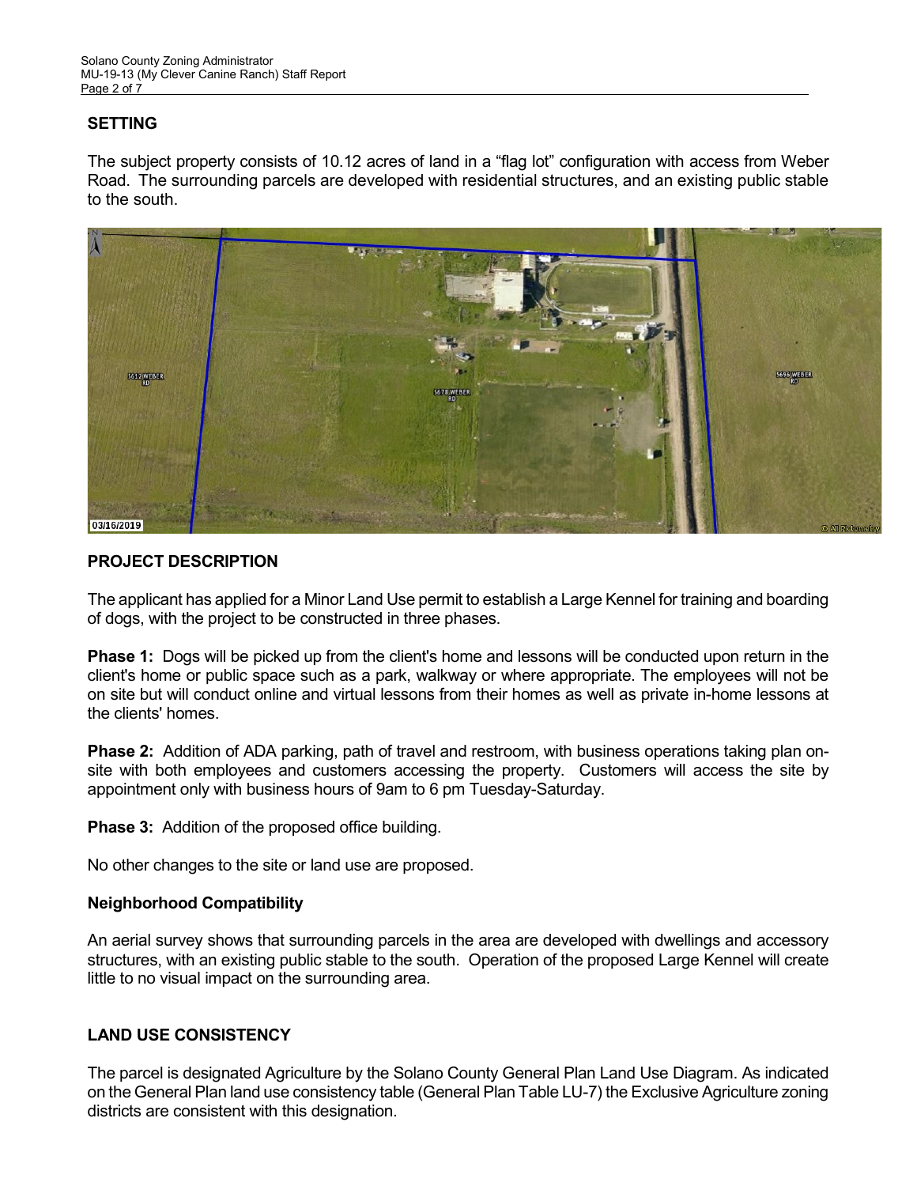## SETTING

The subject property consists of 10.12 acres of land in a "flag lot" configuration with access from Weber Road. The surrounding parcels are developed with residential structures, and an existing public stable to the south.

## PROJECT DESCRIPTION

The applicant has applied for a Minor Land Use permit to establish a Large Kennel for training and boarding of dogs, with the project to be constructed in three phases.

**Phase 1:** Dogs will be picked up from the client's home and lessons will be conducted upon return in the client's home or public space such as a park, walkway or where appropriate. The employees will not be on site but will conduct online and virtual lessons from their homes as well as private in-home lessons at the clients' homes.

**Phase 2:** Addition of ADA parking, path of travel and restroom, with business operations taking plan on-site with both employees and customers accessing the property. Customers will access the site by appointment only with business hours of 9am to 6 pm Tuesday-Saturday.

**Phase 3:** Addition of the proposed office building.

No other changes to the site or land use are proposed.

### Neighborhood Compatibility

An aerial survey shows that surrounding parcels in the area are developed with dwellings and accessory structures, with an existing public stable to the south. Operation of the proposed Large Kennel will create little to no visual impact on the surrounding area.

## LAND USE CONSISTENCY

The parcel is designated Agriculture by the Solano County General Plan Land Use Diagram. As indicated on the General Plan land use consistency table (General Plan Table LU-7) the Exclusive Agriculture zoning districts are consistent with this designation.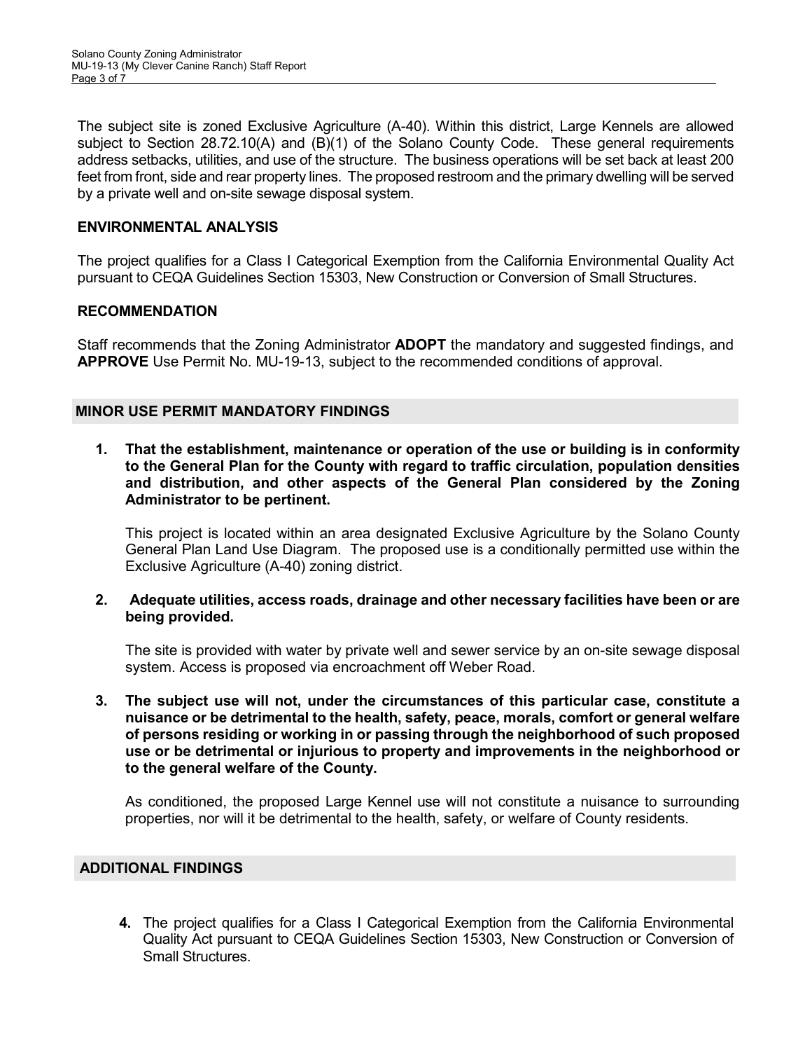The subject site is zoned Exclusive Agriculture (A-40). Within this district, Large Kennels are allowed subject to Section 28.72.10(A) and (B)(1) of the Solano County Code. These general requirements address setbacks, utilities, and use of the structure. The business operations will be set back at least 200 feet from front, side and rear property lines. The proposed restroom and the primary dwelling will be served by a private well and on-site sewage disposal system.

### ENVIRONMENTAL ANALYSIS

The project qualifies for a Class I Categorical Exemption from the California Environmental Quality Act pursuant to CEQA Guidelines Section 15303, New Construction or Conversion of Small Structures.

### RECOMMENDATION

Staff recommends that the Zoning Administrator **ADOPT** the mandatory and suggested findings, and **APPROVE** Use Permit No. MU-19-13, subject to the recommended conditions of approval.

## MINOR USE PERMIT MANDATORY FINDINGS

1. **That the establishment, maintenance or operation of the use or building is in conformity to the General Plan for the County with regard to traffic circulation, population densities and distribution, and other aspects of the General Plan considered by the Zoning Administrator to be pertinent.**

   This project is located within an area designated Exclusive Agriculture by the Solano County General Plan Land Use Diagram. The proposed use is a conditionally permitted use within the Exclusive Agriculture (A-40) zoning district.

2. **Adequate utilities, access roads, drainage and other necessary facilities have been or are being provided.**

   The site is provided with water by private well and sewer service by an on-site sewage disposal system. Access is proposed via encroachment off Weber Road.

3. **The subject use will not, under the circumstances of this particular case, constitute a nuisance or be detrimental to the health, safety, peace, morals, comfort or general welfare of persons residing or working in or passing through the neighborhood of such proposed use or be detrimental or injurious to property and improvements in the neighborhood or to the general welfare of the County.**

   As conditioned, the proposed Large Kennel use will not constitute a nuisance to surrounding properties, nor will it be detrimental to the health, safety, or welfare of County residents.

## ADDITIONAL FINDINGS

4. The project qualifies for a Class I Categorical Exemption from the California Environmental Quality Act pursuant to CEQA Guidelines Section 15303, New Construction or Conversion of Small Structures.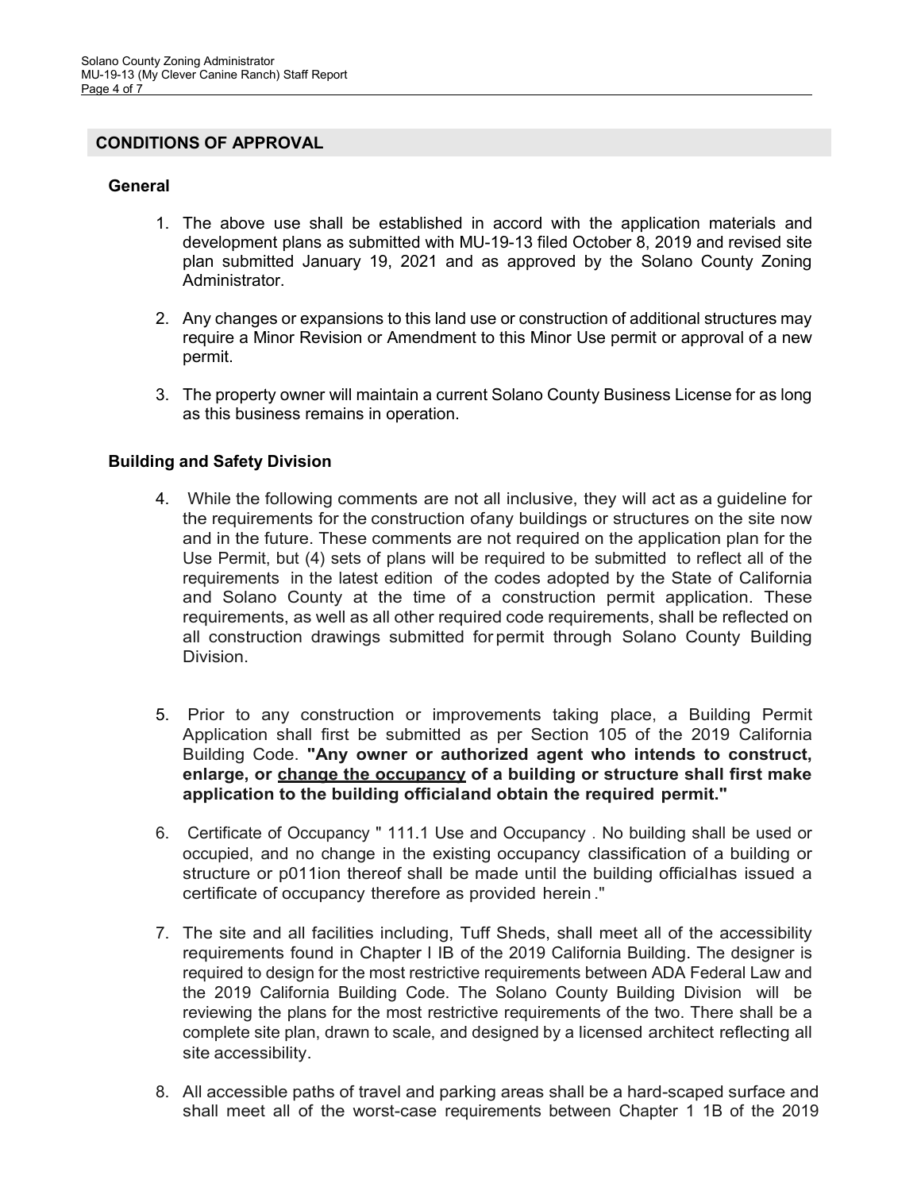## CONDITIONS OF APPROVAL

### General

1. The above use shall be established in accord with the application materials and development plans as submitted with MU-19-13 filed October 8, 2019 and revised site plan submitted January 19, 2021 and as approved by the Solano County Zoning Administrator.

2. Any changes or expansions to this land use or construction of additional structures may require a Minor Revision or Amendment to this Minor Use permit or approval of a new permit.

3. The property owner will maintain a current Solano County Business License for as long as this business remains in operation.

### Building and Safety Division

4. While the following comments are not all inclusive, they will act as a guideline for the requirements for the construction ofany buildings or structures on the site now and in the future. These comments are not required on the application plan for the Use Permit, but (4) sets of plans will be required to be submitted to reflect all of the requirements in the latest edition of the codes adopted by the State of California and Solano County at the time of a construction permit application. These requirements, as well as all other required code requirements, shall be reflected on all construction drawings submitted forpermit through Solano County Building Division.

5. Prior to any construction or improvements taking place, a Building Permit Application shall first be submitted as per Section 105 of the 2019 California Building Code. **"Any owner or authorized agent who intends to construct, enlarge, or <u>change the occupancy</u> of a building or structure shall first make application to the building officialand obtain the required permit."**

6. Certificate of Occupancy " 111.1 Use and Occupancy . No building shall be used or occupied, and no change in the existing occupancy classification of a building or structure or p011ion thereof shall be made until the building officialhas issued a certificate of occupancy therefore as provided herein ."

7. The site and all facilities including, Tuff Sheds, shall meet all of the accessibility requirements found in Chapter I IB of the 2019 California Building. The designer is required to design for the most restrictive requirements between ADA Federal Law and the 2019 California Building Code. The Solano County Building Division will be reviewing the plans for the most restrictive requirements of the two. There shall be a complete site plan, drawn to scale, and designed by a licensed architect reflecting all site accessibility.

8. All accessible paths of travel and parking areas shall be a hard-scaped surface and shall meet all of the worst-case requirements between Chapter 1 1B of the 2019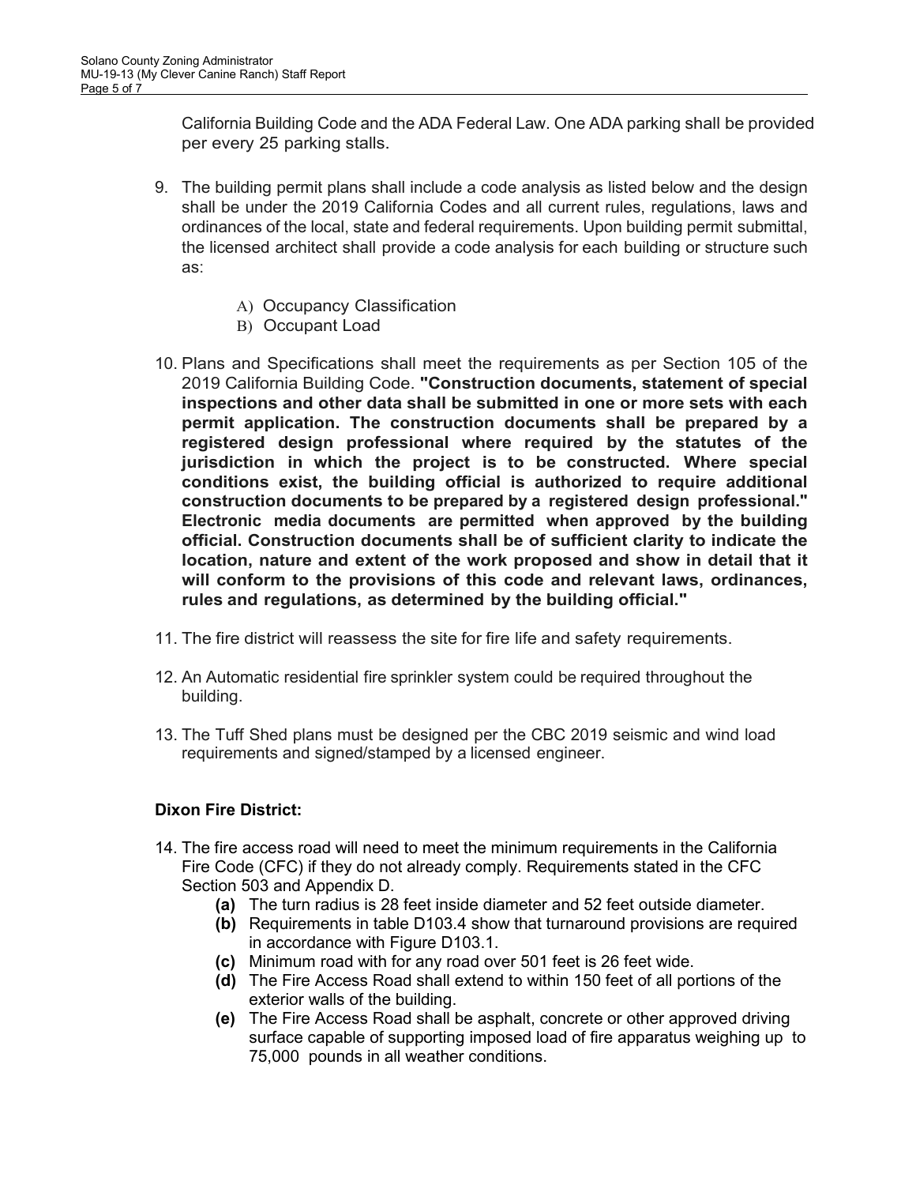California Building Code and the ADA Federal Law. One ADA parking shall be provided per every 25 parking stalls.

9. The building permit plans shall include a code analysis as listed below and the design shall be under the 2019 California Codes and all current rules, regulations, laws and ordinances of the local, state and federal requirements. Upon building permit submittal, the licensed architect shall provide a code analysis for each building or structure such as:

    A) Occupancy Classification
    B) Occupant Load

10. Plans and Specifications shall meet the requirements as per Section 105 of the 2019 California Building Code. **"Construction documents, statement of special inspections and other data shall be submitted in one or more sets with each permit application. The construction documents shall be prepared by a registered design professional where required by the statutes of the jurisdiction in which the project is to be constructed. Where special conditions exist, the building official is authorized to require additional construction documents to be prepared by a registered design professional." Electronic media documents are permitted when approved by the building official. Construction documents shall be of sufficient clarity to indicate the location, nature and extent of the work proposed and show in detail that it will conform to the provisions of this code and relevant laws, ordinances, rules and regulations, as determined by the building official."**

11. The fire district will reassess the site for fire life and safety requirements.

12. An Automatic residential fire sprinkler system could be required throughout the building.

13. The Tuff Shed plans must be designed per the CBC 2019 seismic and wind load requirements and signed/stamped by a licensed engineer.

**Dixon Fire District:**

14. The fire access road will need to meet the minimum requirements in the California Fire Code (CFC) if they do not already comply. Requirements stated in the CFC Section 503 and Appendix D.
    **(a)** The turn radius is 28 feet inside diameter and 52 feet outside diameter.
    **(b)** Requirements in table D103.4 show that turnaround provisions are required in accordance with Figure D103.1.
    **(c)** Minimum road with for any road over 501 feet is 26 feet wide.
    **(d)** The Fire Access Road shall extend to within 150 feet of all portions of the exterior walls of the building.
    **(e)** The Fire Access Road shall be asphalt, concrete or other approved driving surface capable of supporting imposed load of fire apparatus weighing up to 75,000 pounds in all weather conditions.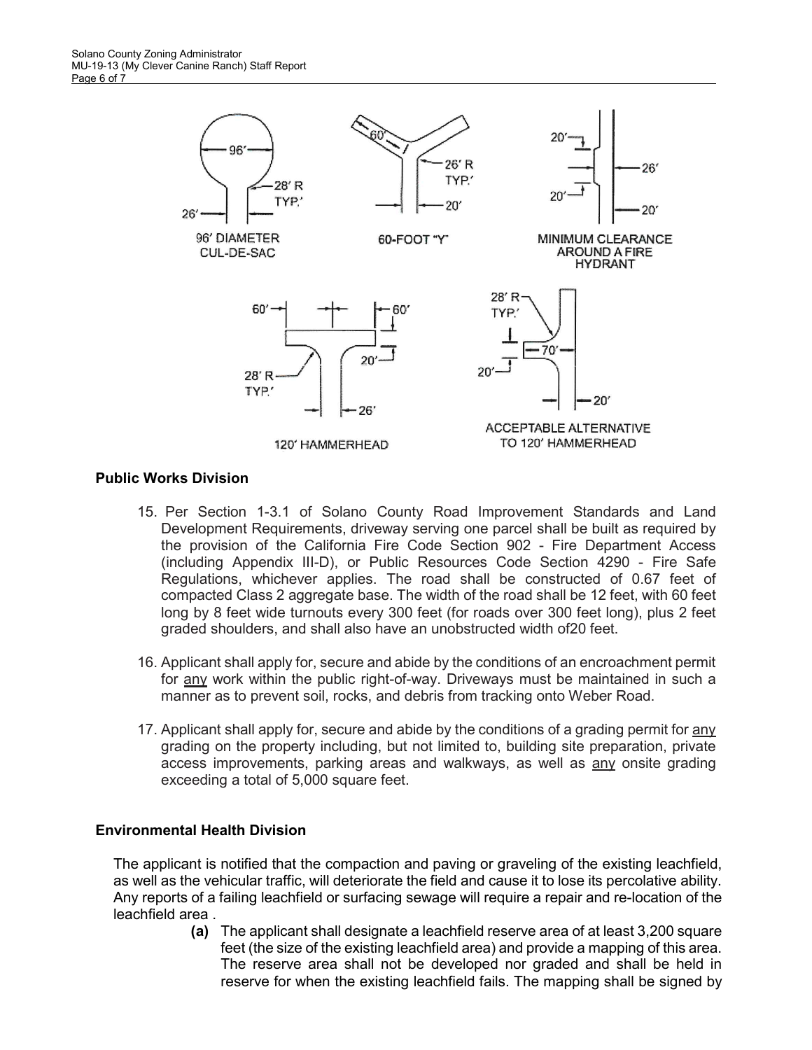96' DIAMETER CUL-DE-SAC

60-FOOT "Y"

MINIMUM CLEARANCE AROUND A FIRE HYDRANT

120' HAMMERHEAD

ACCEPTABLE ALTERNATIVE TO 120' HAMMERHEAD

**Public Works Division**

15. Per Section 1-3.1 of Solano County Road Improvement Standards and Land Development Requirements, driveway serving one parcel shall be built as required by the provision of the California Fire Code Section 902 - Fire Department Access (including Appendix III-D), or Public Resources Code Section 4290 - Fire Safe Regulations, whichever applies. The road shall be constructed of 0.67 feet of compacted Class 2 aggregate base. The width of the road shall be 12 feet, with 60 feet long by 8 feet wide turnouts every 300 feet (for roads over 300 feet long), plus 2 feet graded shoulders, and shall also have an unobstructed width of20 feet.

16. Applicant shall apply for, secure and abide by the conditions of an encroachment permit for <u>any</u> work within the public right-of-way. Driveways must be maintained in such a manner as to prevent soil, rocks, and debris from tracking onto Weber Road.

17. Applicant shall apply for, secure and abide by the conditions of a grading permit for <u>any</u> grading on the property including, but not limited to, building site preparation, private access improvements, parking areas and walkways, as well as <u>any</u> onsite grading exceeding a total of 5,000 square feet.

**Environmental Health Division**

The applicant is notified that the compaction and paving or graveling of the existing leachfield, as well as the vehicular traffic, will deteriorate the field and cause it to lose its percolative ability. Any reports of a failing leachfield or surfacing sewage will require a repair and re-location of the leachfield area .

**(a)** The applicant shall designate a leachfield reserve area of at least 3,200 square feet (the size of the existing leachfield area) and provide a mapping of this area. The reserve area shall not be developed nor graded and shall be held in reserve for when the existing leachfield fails. The mapping shall be signed by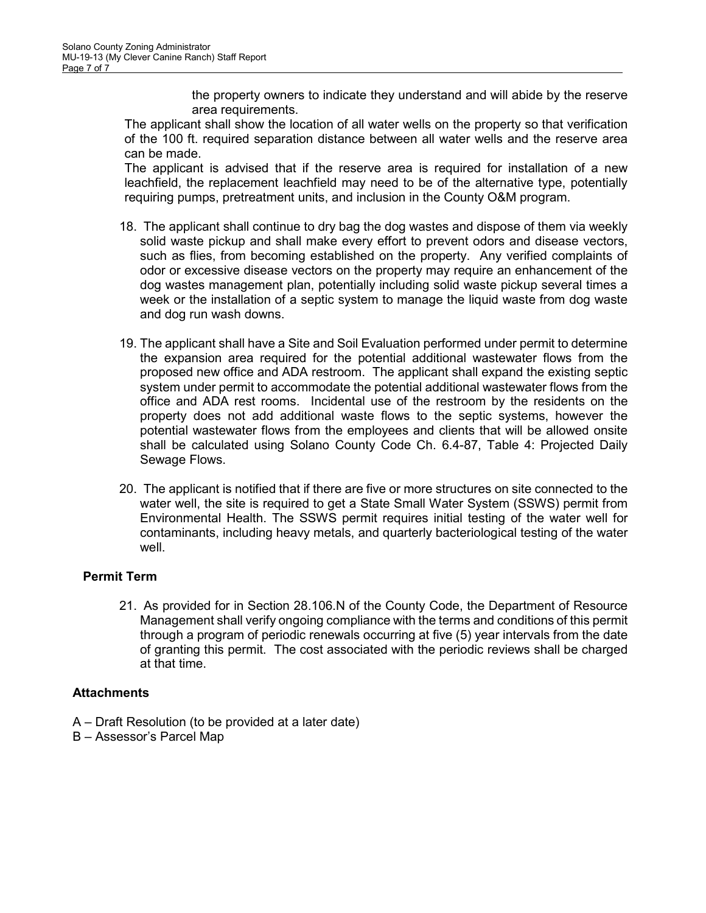the property owners to indicate they understand and will abide by the reserve area requirements.

The applicant shall show the location of all water wells on the property so that verification of the 100 ft. required separation distance between all water wells and the reserve area can be made.

The applicant is advised that if the reserve area is required for installation of a new leachfield, the replacement leachfield may need to be of the alternative type, potentially requiring pumps, pretreatment units, and inclusion in the County O&M program.

18. The applicant shall continue to dry bag the dog wastes and dispose of them via weekly solid waste pickup and shall make every effort to prevent odors and disease vectors, such as flies, from becoming established on the property. Any verified complaints of odor or excessive disease vectors on the property may require an enhancement of the dog wastes management plan, potentially including solid waste pickup several times a week or the installation of a septic system to manage the liquid waste from dog waste and dog run wash downs.

19. The applicant shall have a Site and Soil Evaluation performed under permit to determine the expansion area required for the potential additional wastewater flows from the proposed new office and ADA restroom. The applicant shall expand the existing septic system under permit to accommodate the potential additional wastewater flows from the office and ADA rest rooms. Incidental use of the restroom by the residents on the property does not add additional waste flows to the septic systems, however the potential wastewater flows from the employees and clients that will be allowed onsite shall be calculated using Solano County Code Ch. 6.4-87, Table 4: Projected Daily Sewage Flows.

20. The applicant is notified that if there are five or more structures on site connected to the water well, the site is required to get a State Small Water System (SSWS) permit from Environmental Health. The SSWS permit requires initial testing of the water well for contaminants, including heavy metals, and quarterly bacteriological testing of the water well.

## Permit Term

21. As provided for in Section 28.106.N of the County Code, the Department of Resource Management shall verify ongoing compliance with the terms and conditions of this permit through a program of periodic renewals occurring at five (5) year intervals from the date of granting this permit. The cost associated with the periodic reviews shall be charged at that time.

## Attachments

A – Draft Resolution (to be provided at a later date)
B – Assessor's Parcel Map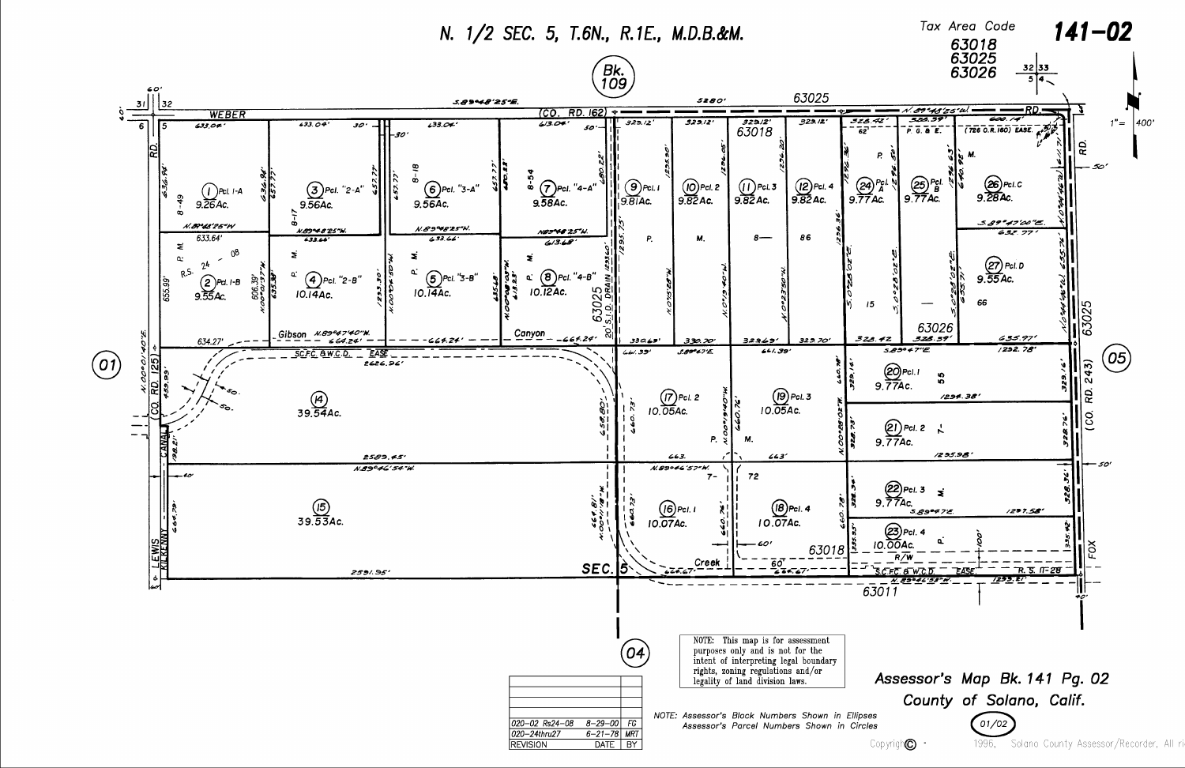# N. 1/2 SEC. 5, T.6N., R.1E., M.D.B.&M.

Tax Area Code
63018
63025
63026

**141-02**

Bk. 109

1" = 400'

WEBER (CO. RD. 162) RD.

LEWIS KILKENNY (CO. RD. 125) RD.

FOX (CO. RD. 243) RD.

(1) Pcl. 1-A 9.26Ac.
(2) Pcl. 1-B 9.55Ac.
(3) Pcl. "2-A" 9.56Ac.
(4) Pcl. "2-B" 10.14Ac.
(5) Pcl. "3-B" 10.14Ac.
(6) Pcl. "3-A" 9.56Ac.
(7) Pcl. "4-A" 9.58Ac.
(8) Pcl. "4-B" 10.12Ac.
(9) Pcl. 1 9.81Ac.
(10) Pcl. 2 9.82Ac.
(11) Pcl. 3 9.82Ac.
(12) Pcl. 4 9.82Ac.
(14) 39.54Ac.
(15) 39.53Ac.
(16) Pcl. 1 10.07Ac.
(17) Pcl. 2 10.05Ac.
(18) Pcl. 4 10.07Ac.
(19) Pcl. 3 10.05Ac.
(20) Pcl. 1 9.77Ac.
(21) Pcl. 2 9.77Ac.
(22) Pcl. 3 9.77Ac.
(23) Pcl. 4 10.00Ac.
(24) Pcl. A 9.77Ac.
(25) Pcl. B 9.77Ac.
(26) Pcl. C 9.28Ac.
(27) Pcl. D 9.55Ac.

(01) (04) (05)

SEC. 5

NOTE: This map is for assessment purposes only and is not for the intent of interpreting legal boundary rights, zoning regulations and/or legality of land division laws.

NOTE: Assessor's Block Numbers Shown in Ellipses
Assessor's Parcel Numbers Shown in Circles

| | | |
|---|---|---|
| 020-02 Rs24-08 | 8-29-00 | FG |
| 020-24thru27 | 6-21-78 | MRT |
| REVISION | DATE | BY |

**Assessor's Map Bk. 141 Pg. 02**
**County of Solano, Calif.**

01/02

Copyright © - 1996, Solano County Assessor/Recorder, All rights reserved